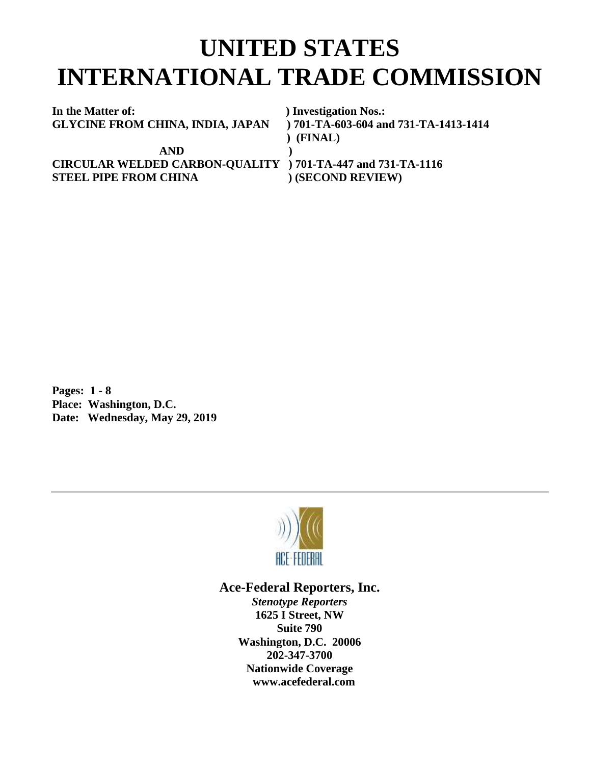# UNITED STATES INTERNATIONAL TRADE COMMISSION

| | |
|---|---|
| **In the Matter of:** | **) Investigation Nos.:** |
| **GLYCINE FROM CHINA, INDIA, JAPAN** | **) 701-TA-603-604 and 731-TA-1413-1414** |
| | **) (FINAL)** |
| **AND** | **)** |
| **CIRCULAR WELDED CARBON-QUALITY** | **) 701-TA-447 and 731-TA-1116** |
| **STEEL PIPE FROM CHINA** | **) (SECOND REVIEW)** |

**Pages: 1 - 8**
**Place: Washington, D.C.**
**Date: Wednesday, May 29, 2019**

---

ACE-FEDERAL

**Ace-Federal Reporters, Inc.**
***Stenotype Reporters***
**1625 I Street, NW**
**Suite 790**
**Washington, D.C. 20006**
**202-347-3700**
**Nationwide Coverage**
**www.acefederal.com**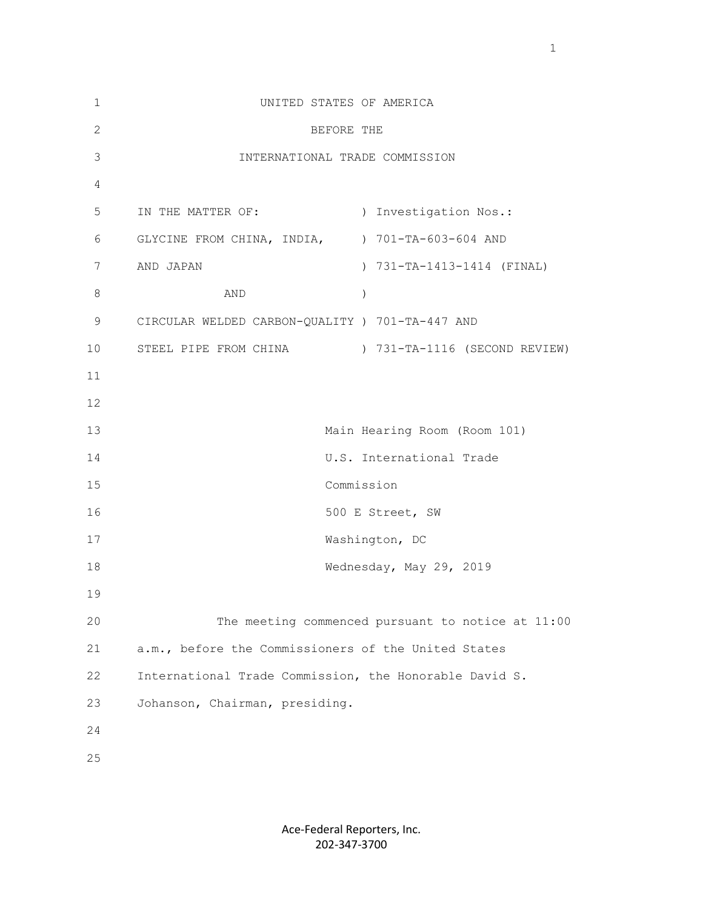UNITED STATES OF AMERICA

BEFORE THE

INTERNATIONAL TRADE COMMISSION

| | |
|---|---|
| IN THE MATTER OF: | ) Investigation Nos.: |
| GLYCINE FROM CHINA, INDIA, | ) 701-TA-603-604 AND |
| AND JAPAN | ) 731-TA-1413-1414 (FINAL) |
| AND | ) |
| CIRCULAR WELDED CARBON-QUALITY | ) 701-TA-447 AND |
| STEEL PIPE FROM CHINA | ) 731-TA-1116 (SECOND REVIEW) |

Main Hearing Room (Room 101)
U.S. International Trade
Commission
500 E Street, SW
Washington, DC
Wednesday, May 29, 2019

The meeting commenced pursuant to notice at 11:00 a.m., before the Commissioners of the United States International Trade Commission, the Honorable David S. Johanson, Chairman, presiding.

Ace-Federal Reporters, Inc.
202-347-3700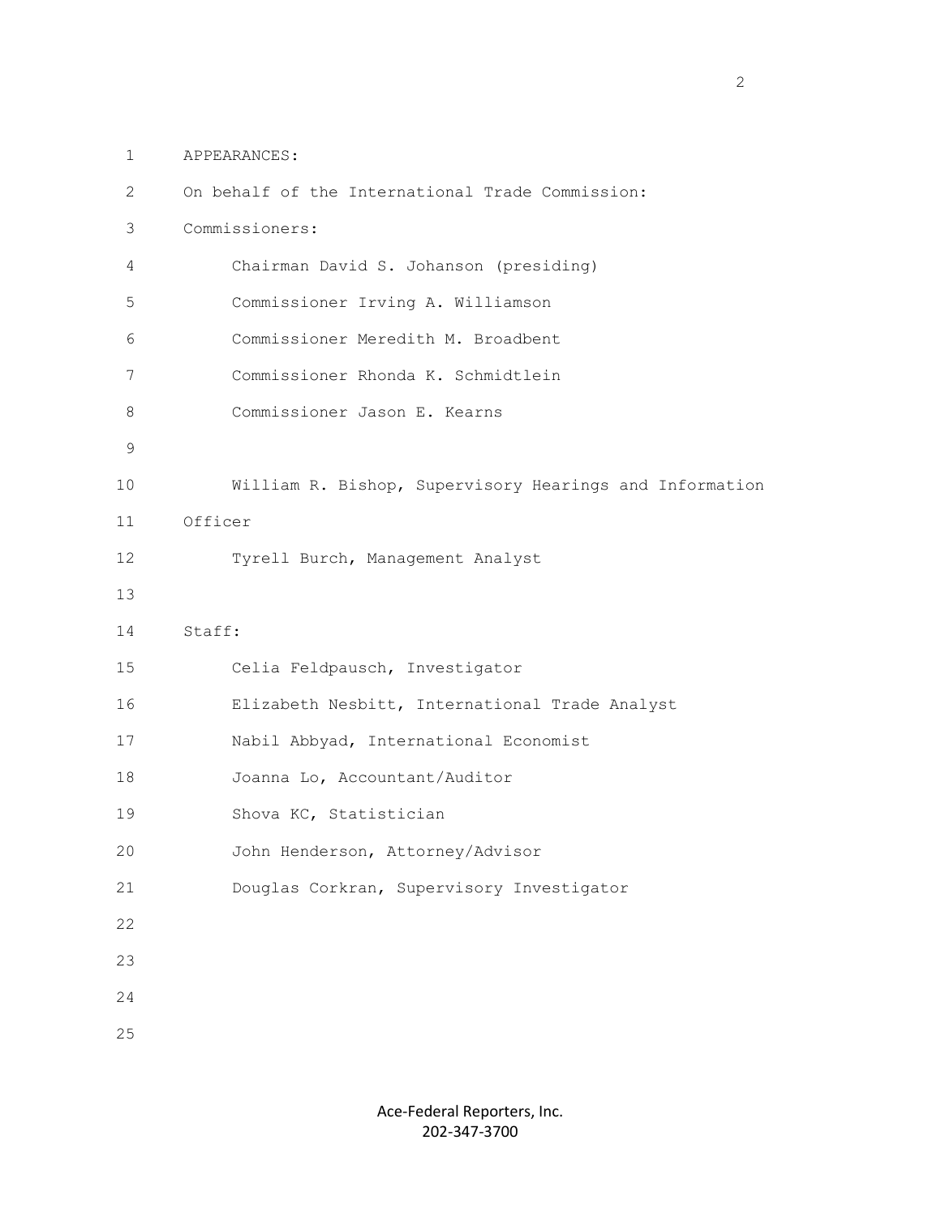APPEARANCES:

On behalf of the International Trade Commission:

Commissioners:

Chairman David S. Johanson (presiding)

Commissioner Irving A. Williamson

Commissioner Meredith M. Broadbent

Commissioner Rhonda K. Schmidtlein

Commissioner Jason E. Kearns

William R. Bishop, Supervisory Hearings and Information Officer

Tyrell Burch, Management Analyst

Staff:

Celia Feldpausch, Investigator

Elizabeth Nesbitt, International Trade Analyst

Nabil Abbyad, International Economist

Joanna Lo, Accountant/Auditor

Shova KC, Statistician

John Henderson, Attorney/Advisor

Douglas Corkran, Supervisory Investigator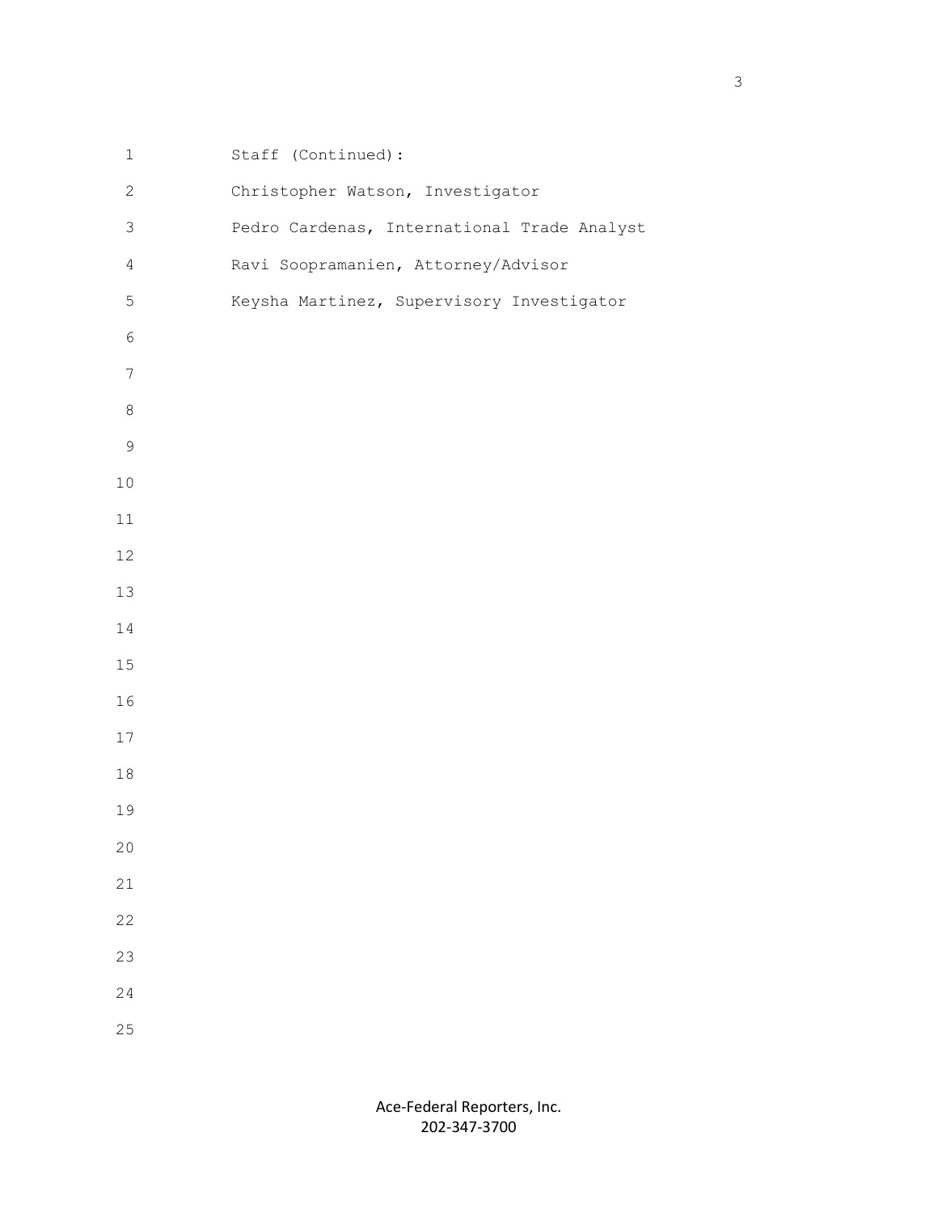Staff (Continued):

Christopher Watson, Investigator

Pedro Cardenas, International Trade Analyst

Ravi Soopramanien, Attorney/Advisor

Keysha Martinez, Supervisory Investigator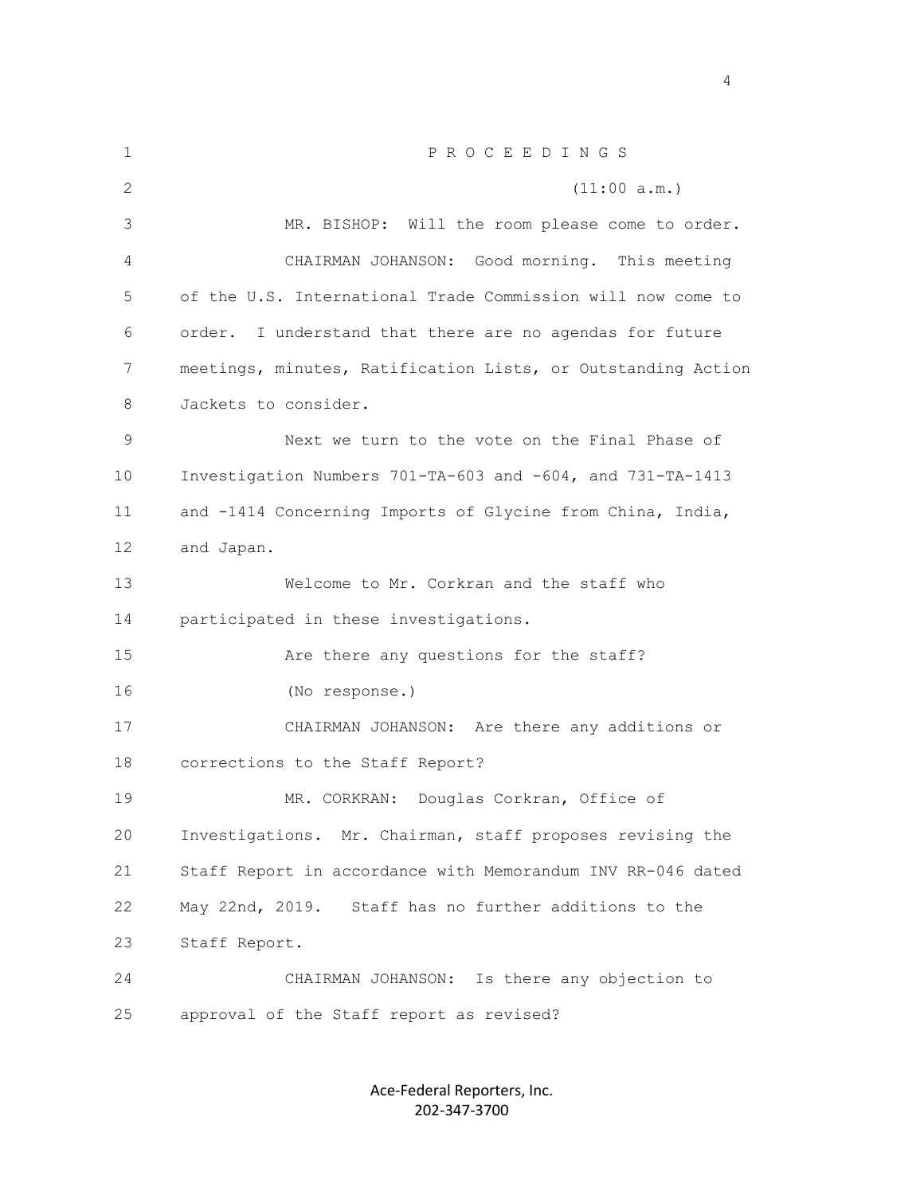P R O C E E D I N G S

(11:00 a.m.)

MR. BISHOP: Will the room please come to order.

CHAIRMAN JOHANSON: Good morning. This meeting of the U.S. International Trade Commission will now come to order. I understand that there are no agendas for future meetings, minutes, Ratification Lists, or Outstanding Action Jackets to consider.

Next we turn to the vote on the Final Phase of Investigation Numbers 701-TA-603 and -604, and 731-TA-1413 and -1414 Concerning Imports of Glycine from China, India, and Japan.

Welcome to Mr. Corkran and the staff who participated in these investigations.

Are there any questions for the staff?

(No response.)

CHAIRMAN JOHANSON: Are there any additions or corrections to the Staff Report?

MR. CORKRAN: Douglas Corkran, Office of Investigations. Mr. Chairman, staff proposes revising the Staff Report in accordance with Memorandum INV RR-046 dated May 22nd, 2019. Staff has no further additions to the Staff Report.

CHAIRMAN JOHANSON: Is there any objection to approval of the Staff report as revised?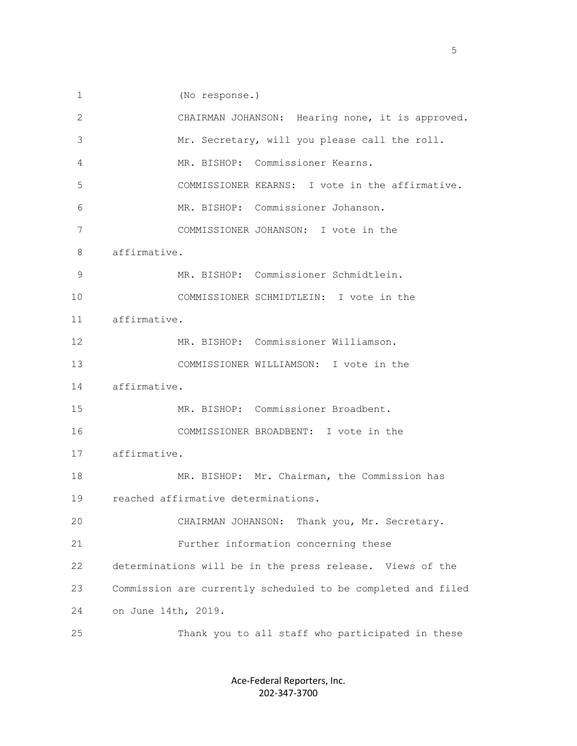(No response.)

CHAIRMAN JOHANSON: Hearing none, it is approved.

Mr. Secretary, will you please call the roll.

MR. BISHOP: Commissioner Kearns.

COMMISSIONER KEARNS: I vote in the affirmative.

MR. BISHOP: Commissioner Johanson.

COMMISSIONER JOHANSON: I vote in the affirmative.

MR. BISHOP: Commissioner Schmidtlein.

COMMISSIONER SCHMIDTLEIN: I vote in the affirmative.

MR. BISHOP: Commissioner Williamson.

COMMISSIONER WILLIAMSON: I vote in the affirmative.

MR. BISHOP: Commissioner Broadbent.

COMMISSIONER BROADBENT: I vote in the affirmative.

MR. BISHOP: Mr. Chairman, the Commission has reached affirmative determinations.

CHAIRMAN JOHANSON: Thank you, Mr. Secretary.

Further information concerning these determinations will be in the press release. Views of the Commission are currently scheduled to be completed and filed on June 14th, 2019.

Thank you to all staff who participated in these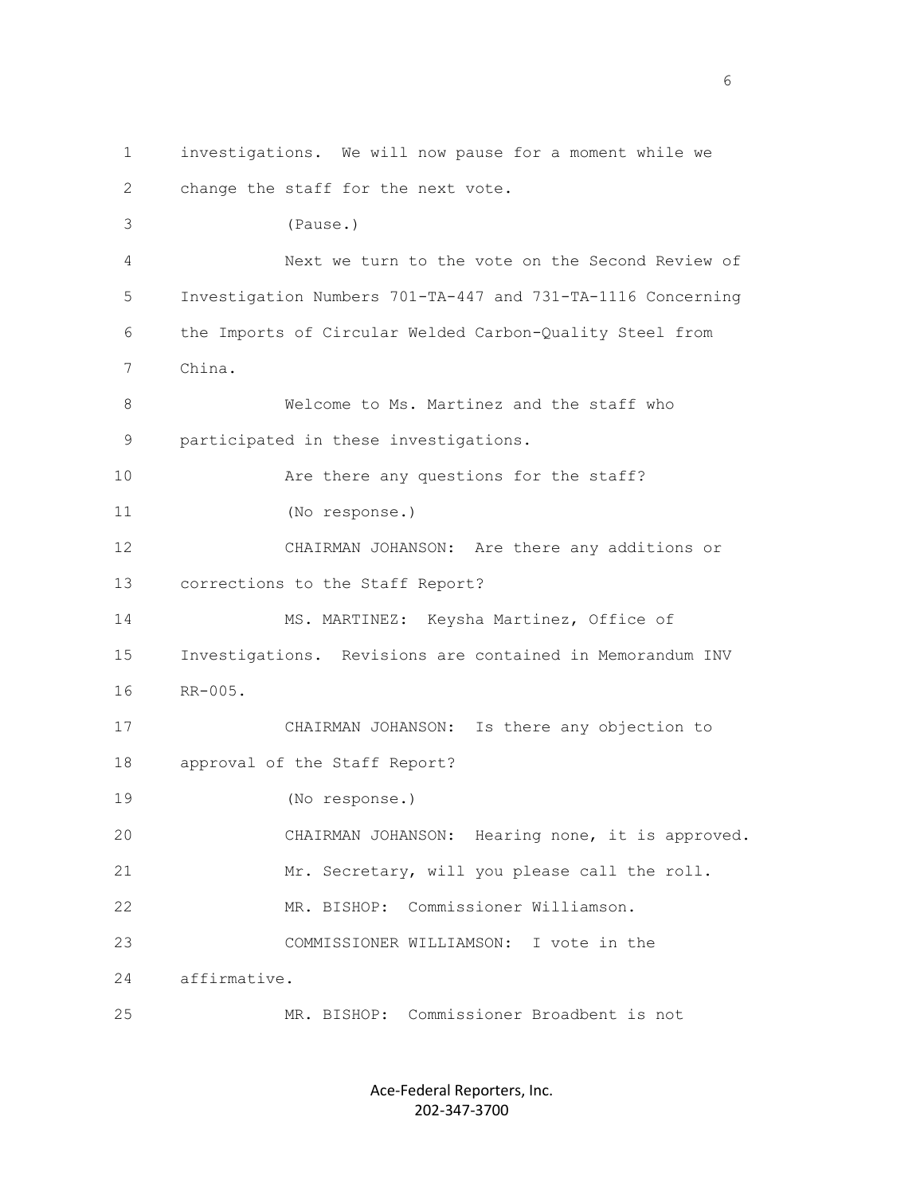investigations. We will now pause for a moment while we change the staff for the next vote.

(Pause.)

Next we turn to the vote on the Second Review of Investigation Numbers 701-TA-447 and 731-TA-1116 Concerning the Imports of Circular Welded Carbon-Quality Steel from China.

Welcome to Ms. Martinez and the staff who participated in these investigations.

Are there any questions for the staff?

(No response.)

CHAIRMAN JOHANSON: Are there any additions or corrections to the Staff Report?

MS. MARTINEZ: Keysha Martinez, Office of Investigations. Revisions are contained in Memorandum INV RR-005.

CHAIRMAN JOHANSON: Is there any objection to approval of the Staff Report?

(No response.)

CHAIRMAN JOHANSON: Hearing none, it is approved.

Mr. Secretary, will you please call the roll.

MR. BISHOP: Commissioner Williamson.

COMMISSIONER WILLIAMSON: I vote in the affirmative.

MR. BISHOP: Commissioner Broadbent is not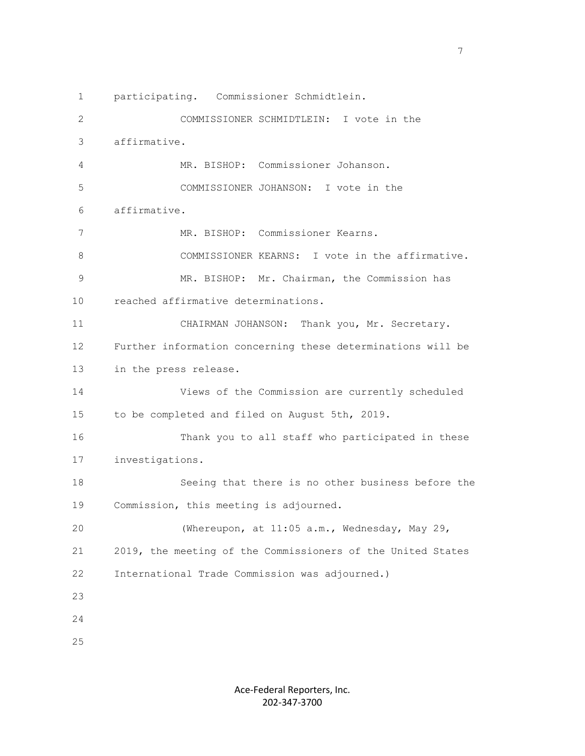participating. Commissioner Schmidtlein.

COMMISSIONER SCHMIDTLEIN: I vote in the affirmative.

MR. BISHOP: Commissioner Johanson.

COMMISSIONER JOHANSON: I vote in the affirmative.

MR. BISHOP: Commissioner Kearns.

COMMISSIONER KEARNS: I vote in the affirmative.

MR. BISHOP: Mr. Chairman, the Commission has reached affirmative determinations.

CHAIRMAN JOHANSON: Thank you, Mr. Secretary. Further information concerning these determinations will be in the press release.

Views of the Commission are currently scheduled to be completed and filed on August 5th, 2019.

Thank you to all staff who participated in these investigations.

Seeing that there is no other business before the Commission, this meeting is adjourned.

(Whereupon, at 11:05 a.m., Wednesday, May 29, 2019, the meeting of the Commissioners of the United States International Trade Commission was adjourned.)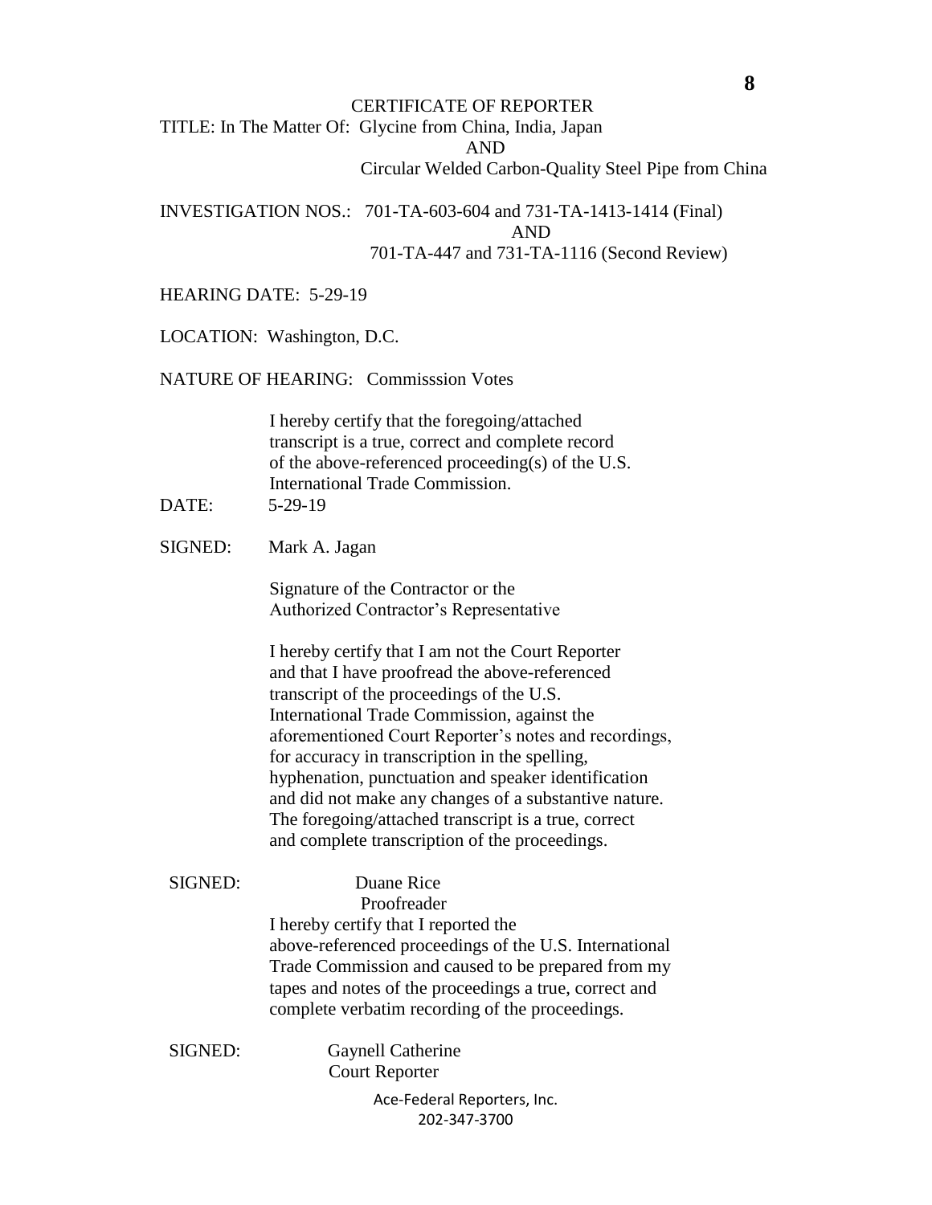# CERTIFICATE OF REPORTER

TITLE: In The Matter Of: Glycine from China, India, Japan
AND
Circular Welded Carbon-Quality Steel Pipe from China

INVESTIGATION NOS.: 701-TA-603-604 and 731-TA-1413-1414 (Final)
AND
701-TA-447 and 731-TA-1116 (Second Review)

HEARING DATE: 5-29-19

LOCATION: Washington, D.C.

NATURE OF HEARING: Commisssion Votes

I hereby certify that the foregoing/attached transcript is a true, correct and complete record of the above-referenced proceeding(s) of the U.S. International Trade Commission.

DATE: 5-29-19

SIGNED: Mark A. Jagan

Signature of the Contractor or the Authorized Contractor's Representative

I hereby certify that I am not the Court Reporter and that I have proofread the above-referenced transcript of the proceedings of the U.S. International Trade Commission, against the aforementioned Court Reporter's notes and recordings, for accuracy in transcription in the spelling, hyphenation, punctuation and speaker identification and did not make any changes of a substantive nature. The foregoing/attached transcript is a true, correct and complete transcription of the proceedings.

SIGNED: Duane Rice
Proofreader

I hereby certify that I reported the above-referenced proceedings of the U.S. International Trade Commission and caused to be prepared from my tapes and notes of the proceedings a true, correct and complete verbatim recording of the proceedings.

SIGNED: Gaynell Catherine
Court Reporter